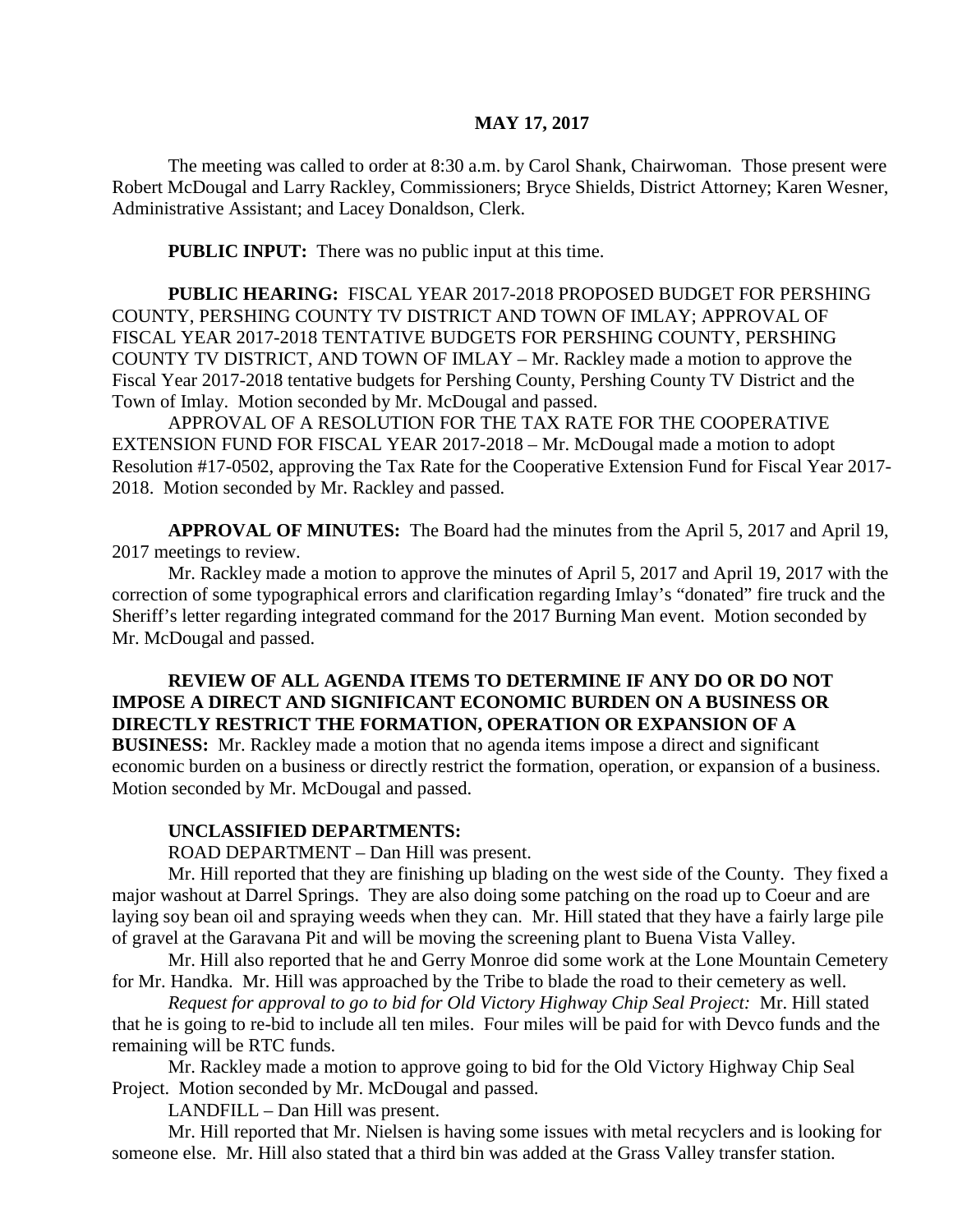**MAY 17, 2017**

The meeting was called to order at 8:30 a.m. by Carol Shank, Chairwoman. Those present were Robert McDougal and Larry Rackley, Commissioners; Bryce Shields, District Attorney; Karen Wesner, Administrative Assistant; and Lacey Donaldson, Clerk.

**PUBLIC INPUT:** There was no public input at this time.

**PUBLIC HEARING:** FISCAL YEAR 2017-2018 PROPOSED BUDGET FOR PERSHING COUNTY, PERSHING COUNTY TV DISTRICT AND TOWN OF IMLAY; APPROVAL OF FISCAL YEAR 2017-2018 TENTATIVE BUDGETS FOR PERSHING COUNTY, PERSHING COUNTY TV DISTRICT, AND TOWN OF IMLAY – Mr. Rackley made a motion to approve the Fiscal Year 2017-2018 tentative budgets for Pershing County, Pershing County TV District and the Town of Imlay. Motion seconded by Mr. McDougal and passed.

APPROVAL OF A RESOLUTION FOR THE TAX RATE FOR THE COOPERATIVE EXTENSION FUND FOR FISCAL YEAR 2017-2018 – Mr. McDougal made a motion to adopt Resolution #17-0502, approving the Tax Rate for the Cooperative Extension Fund for Fiscal Year 2017-2018. Motion seconded by Mr. Rackley and passed.

**APPROVAL OF MINUTES:** The Board had the minutes from the April 5, 2017 and April 19, 2017 meetings to review.

Mr. Rackley made a motion to approve the minutes of April 5, 2017 and April 19, 2017 with the correction of some typographical errors and clarification regarding Imlay's "donated" fire truck and the Sheriff's letter regarding integrated command for the 2017 Burning Man event. Motion seconded by Mr. McDougal and passed.

**REVIEW OF ALL AGENDA ITEMS TO DETERMINE IF ANY DO OR DO NOT IMPOSE A DIRECT AND SIGNIFICANT ECONOMIC BURDEN ON A BUSINESS OR DIRECTLY RESTRICT THE FORMATION, OPERATION OR EXPANSION OF A BUSINESS:** Mr. Rackley made a motion that no agenda items impose a direct and significant economic burden on a business or directly restrict the formation, operation, or expansion of a business. Motion seconded by Mr. McDougal and passed.

**UNCLASSIFIED DEPARTMENTS:**

ROAD DEPARTMENT – Dan Hill was present.

Mr. Hill reported that they are finishing up blading on the west side of the County. They fixed a major washout at Darrel Springs. They are also doing some patching on the road up to Coeur and are laying soy bean oil and spraying weeds when they can. Mr. Hill stated that they have a fairly large pile of gravel at the Garavana Pit and will be moving the screening plant to Buena Vista Valley.

Mr. Hill also reported that he and Gerry Monroe did some work at the Lone Mountain Cemetery for Mr. Handka. Mr. Hill was approached by the Tribe to blade the road to their cemetery as well.

*Request for approval to go to bid for Old Victory Highway Chip Seal Project:* Mr. Hill stated that he is going to re-bid to include all ten miles. Four miles will be paid for with Devco funds and the remaining will be RTC funds.

Mr. Rackley made a motion to approve going to bid for the Old Victory Highway Chip Seal Project. Motion seconded by Mr. McDougal and passed.

LANDFILL – Dan Hill was present.

Mr. Hill reported that Mr. Nielsen is having some issues with metal recyclers and is looking for someone else. Mr. Hill also stated that a third bin was added at the Grass Valley transfer station.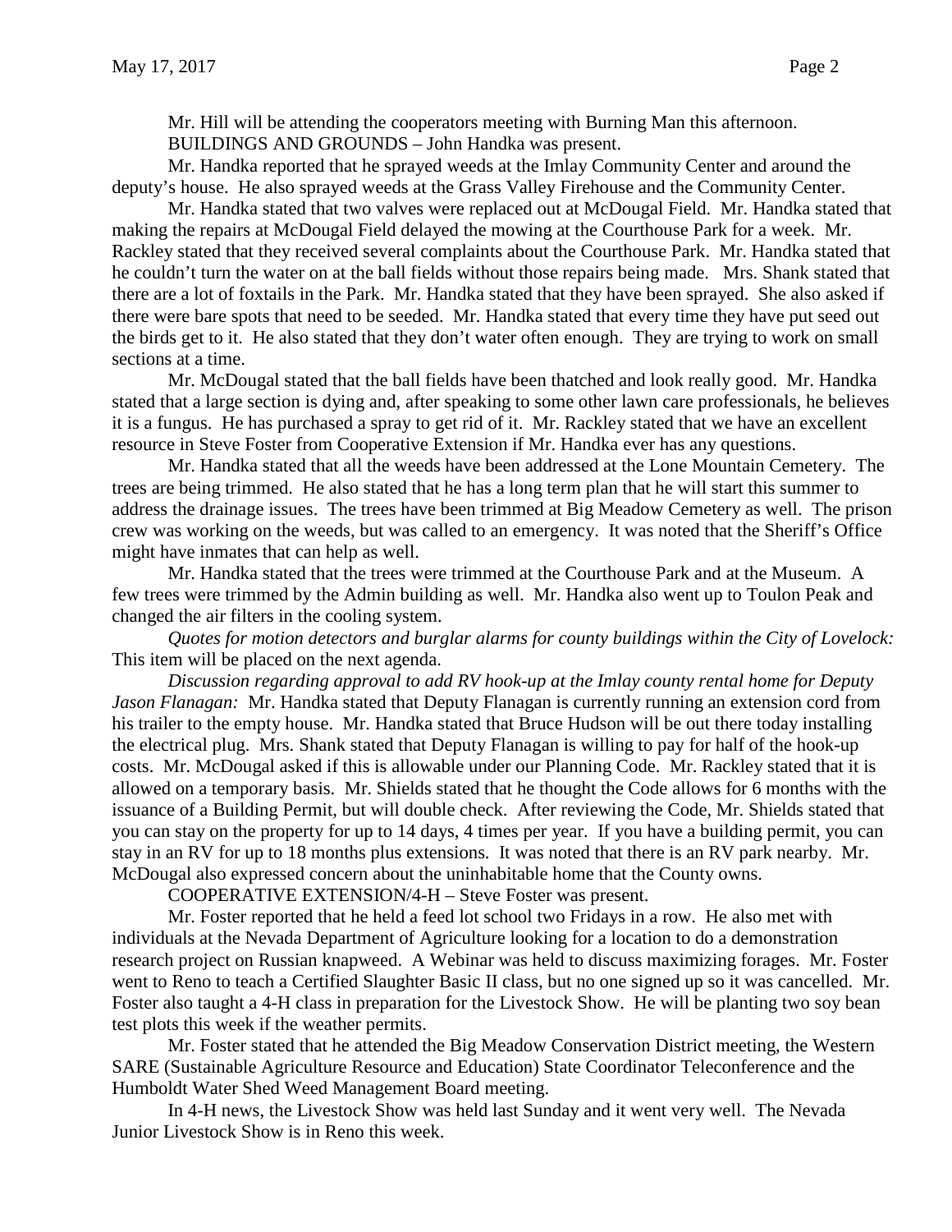Mr. Hill will be attending the cooperators meeting with Burning Man this afternoon.

BUILDINGS AND GROUNDS – John Handka was present.

Mr. Handka reported that he sprayed weeds at the Imlay Community Center and around the deputy's house. He also sprayed weeds at the Grass Valley Firehouse and the Community Center.

Mr. Handka stated that two valves were replaced out at McDougal Field. Mr. Handka stated that making the repairs at McDougal Field delayed the mowing at the Courthouse Park for a week. Mr. Rackley stated that they received several complaints about the Courthouse Park. Mr. Handka stated that he couldn't turn the water on at the ball fields without those repairs being made. Mrs. Shank stated that there are a lot of foxtails in the Park. Mr. Handka stated that they have been sprayed. She also asked if there were bare spots that need to be seeded. Mr. Handka stated that every time they have put seed out the birds get to it. He also stated that they don't water often enough. They are trying to work on small sections at a time.

Mr. McDougal stated that the ball fields have been thatched and look really good. Mr. Handka stated that a large section is dying and, after speaking to some other lawn care professionals, he believes it is a fungus. He has purchased a spray to get rid of it. Mr. Rackley stated that we have an excellent resource in Steve Foster from Cooperative Extension if Mr. Handka ever has any questions.

Mr. Handka stated that all the weeds have been addressed at the Lone Mountain Cemetery. The trees are being trimmed. He also stated that he has a long term plan that he will start this summer to address the drainage issues. The trees have been trimmed at Big Meadow Cemetery as well. The prison crew was working on the weeds, but was called to an emergency. It was noted that the Sheriff's Office might have inmates that can help as well.

Mr. Handka stated that the trees were trimmed at the Courthouse Park and at the Museum. A few trees were trimmed by the Admin building as well. Mr. Handka also went up to Toulon Peak and changed the air filters in the cooling system.

*Quotes for motion detectors and burglar alarms for county buildings within the City of Lovelock:* This item will be placed on the next agenda.

*Discussion regarding approval to add RV hook-up at the Imlay county rental home for Deputy Jason Flanagan:* Mr. Handka stated that Deputy Flanagan is currently running an extension cord from his trailer to the empty house. Mr. Handka stated that Bruce Hudson will be out there today installing the electrical plug. Mrs. Shank stated that Deputy Flanagan is willing to pay for half of the hook-up costs. Mr. McDougal asked if this is allowable under our Planning Code. Mr. Rackley stated that it is allowed on a temporary basis. Mr. Shields stated that he thought the Code allows for 6 months with the issuance of a Building Permit, but will double check. After reviewing the Code, Mr. Shields stated that you can stay on the property for up to 14 days, 4 times per year. If you have a building permit, you can stay in an RV for up to 18 months plus extensions. It was noted that there is an RV park nearby. Mr. McDougal also expressed concern about the uninhabitable home that the County owns.

COOPERATIVE EXTENSION/4-H – Steve Foster was present.

Mr. Foster reported that he held a feed lot school two Fridays in a row. He also met with individuals at the Nevada Department of Agriculture looking for a location to do a demonstration research project on Russian knapweed. A Webinar was held to discuss maximizing forages. Mr. Foster went to Reno to teach a Certified Slaughter Basic II class, but no one signed up so it was cancelled. Mr. Foster also taught a 4-H class in preparation for the Livestock Show. He will be planting two soy bean test plots this week if the weather permits.

Mr. Foster stated that he attended the Big Meadow Conservation District meeting, the Western SARE (Sustainable Agriculture Resource and Education) State Coordinator Teleconference and the Humboldt Water Shed Weed Management Board meeting.

In 4-H news, the Livestock Show was held last Sunday and it went very well. The Nevada Junior Livestock Show is in Reno this week.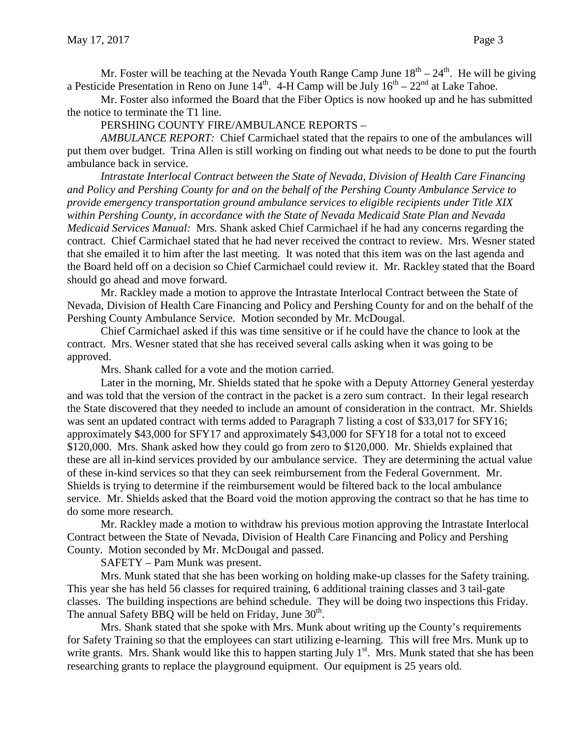Mr. Foster will be teaching at the Nevada Youth Range Camp June 18th – 24th. He will be giving a Pesticide Presentation in Reno on June 14th. 4-H Camp will be July 16th – 22nd at Lake Tahoe.

Mr. Foster also informed the Board that the Fiber Optics is now hooked up and he has submitted the notice to terminate the T1 line.

PERSHING COUNTY FIRE/AMBULANCE REPORTS –

*AMBULANCE REPORT:* Chief Carmichael stated that the repairs to one of the ambulances will put them over budget. Trina Allen is still working on finding out what needs to be done to put the fourth ambulance back in service.

*Intrastate Interlocal Contract between the State of Nevada, Division of Health Care Financing and Policy and Pershing County for and on the behalf of the Pershing County Ambulance Service to provide emergency transportation ground ambulance services to eligible recipients under Title XIX within Pershing County, in accordance with the State of Nevada Medicaid State Plan and Nevada Medicaid Services Manual:* Mrs. Shank asked Chief Carmichael if he had any concerns regarding the contract. Chief Carmichael stated that he had never received the contract to review. Mrs. Wesner stated that she emailed it to him after the last meeting. It was noted that this item was on the last agenda and the Board held off on a decision so Chief Carmichael could review it. Mr. Rackley stated that the Board should go ahead and move forward.

Mr. Rackley made a motion to approve the Intrastate Interlocal Contract between the State of Nevada, Division of Health Care Financing and Policy and Pershing County for and on the behalf of the Pershing County Ambulance Service. Motion seconded by Mr. McDougal.

Chief Carmichael asked if this was time sensitive or if he could have the chance to look at the contract. Mrs. Wesner stated that she has received several calls asking when it was going to be approved.

Mrs. Shank called for a vote and the motion carried.

Later in the morning, Mr. Shields stated that he spoke with a Deputy Attorney General yesterday and was told that the version of the contract in the packet is a zero sum contract. In their legal research the State discovered that they needed to include an amount of consideration in the contract. Mr. Shields was sent an updated contract with terms added to Paragraph 7 listing a cost of $33,017 for SFY16; approximately $43,000 for SFY17 and approximately $43,000 for SFY18 for a total not to exceed $120,000. Mrs. Shank asked how they could go from zero to $120,000. Mr. Shields explained that these are all in-kind services provided by our ambulance service. They are determining the actual value of these in-kind services so that they can seek reimbursement from the Federal Government. Mr. Shields is trying to determine if the reimbursement would be filtered back to the local ambulance service. Mr. Shields asked that the Board void the motion approving the contract so that he has time to do some more research.

Mr. Rackley made a motion to withdraw his previous motion approving the Intrastate Interlocal Contract between the State of Nevada, Division of Health Care Financing and Policy and Pershing County. Motion seconded by Mr. McDougal and passed.

SAFETY – Pam Munk was present.

Mrs. Munk stated that she has been working on holding make-up classes for the Safety training. This year she has held 56 classes for required training, 6 additional training classes and 3 tail-gate classes. The building inspections are behind schedule. They will be doing two inspections this Friday. The annual Safety BBQ will be held on Friday, June 30th.

Mrs. Shank stated that she spoke with Mrs. Munk about writing up the County's requirements for Safety Training so that the employees can start utilizing e-learning. This will free Mrs. Munk up to write grants. Mrs. Shank would like this to happen starting July 1st. Mrs. Munk stated that she has been researching grants to replace the playground equipment. Our equipment is 25 years old.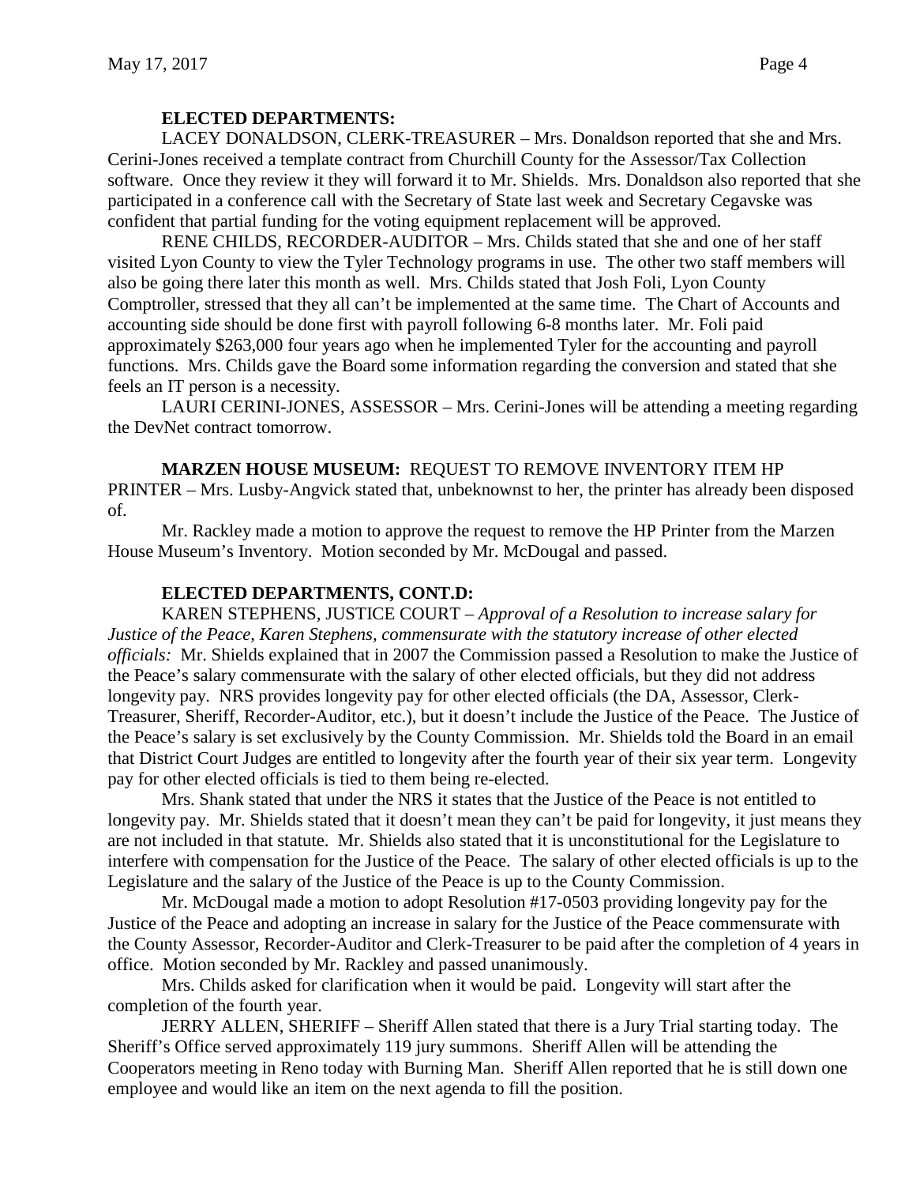**ELECTED DEPARTMENTS:**

LACEY DONALDSON, CLERK-TREASURER – Mrs. Donaldson reported that she and Mrs. Cerini-Jones received a template contract from Churchill County for the Assessor/Tax Collection software. Once they review it they will forward it to Mr. Shields. Mrs. Donaldson also reported that she participated in a conference call with the Secretary of State last week and Secretary Cegavske was confident that partial funding for the voting equipment replacement will be approved.

RENE CHILDS, RECORDER-AUDITOR – Mrs. Childs stated that she and one of her staff visited Lyon County to view the Tyler Technology programs in use. The other two staff members will also be going there later this month as well. Mrs. Childs stated that Josh Foli, Lyon County Comptroller, stressed that they all can't be implemented at the same time. The Chart of Accounts and accounting side should be done first with payroll following 6-8 months later. Mr. Foli paid approximately $263,000 four years ago when he implemented Tyler for the accounting and payroll functions. Mrs. Childs gave the Board some information regarding the conversion and stated that she feels an IT person is a necessity.

LAURI CERINI-JONES, ASSESSOR – Mrs. Cerini-Jones will be attending a meeting regarding the DevNet contract tomorrow.

**MARZEN HOUSE MUSEUM:** REQUEST TO REMOVE INVENTORY ITEM HP PRINTER – Mrs. Lusby-Angvick stated that, unbeknownst to her, the printer has already been disposed of.

Mr. Rackley made a motion to approve the request to remove the HP Printer from the Marzen House Museum's Inventory. Motion seconded by Mr. McDougal and passed.

**ELECTED DEPARTMENTS, CONT.D:**

KAREN STEPHENS, JUSTICE COURT – *Approval of a Resolution to increase salary for Justice of the Peace, Karen Stephens, commensurate with the statutory increase of other elected officials:* Mr. Shields explained that in 2007 the Commission passed a Resolution to make the Justice of the Peace's salary commensurate with the salary of other elected officials, but they did not address longevity pay. NRS provides longevity pay for other elected officials (the DA, Assessor, Clerk-Treasurer, Sheriff, Recorder-Auditor, etc.), but it doesn't include the Justice of the Peace. The Justice of the Peace's salary is set exclusively by the County Commission. Mr. Shields told the Board in an email that District Court Judges are entitled to longevity after the fourth year of their six year term. Longevity pay for other elected officials is tied to them being re-elected.

Mrs. Shank stated that under the NRS it states that the Justice of the Peace is not entitled to longevity pay. Mr. Shields stated that it doesn't mean they can't be paid for longevity, it just means they are not included in that statute. Mr. Shields also stated that it is unconstitutional for the Legislature to interfere with compensation for the Justice of the Peace. The salary of other elected officials is up to the Legislature and the salary of the Justice of the Peace is up to the County Commission.

Mr. McDougal made a motion to adopt Resolution #17-0503 providing longevity pay for the Justice of the Peace and adopting an increase in salary for the Justice of the Peace commensurate with the County Assessor, Recorder-Auditor and Clerk-Treasurer to be paid after the completion of 4 years in office. Motion seconded by Mr. Rackley and passed unanimously.

Mrs. Childs asked for clarification when it would be paid. Longevity will start after the completion of the fourth year.

JERRY ALLEN, SHERIFF – Sheriff Allen stated that there is a Jury Trial starting today. The Sheriff's Office served approximately 119 jury summons. Sheriff Allen will be attending the Cooperators meeting in Reno today with Burning Man. Sheriff Allen reported that he is still down one employee and would like an item on the next agenda to fill the position.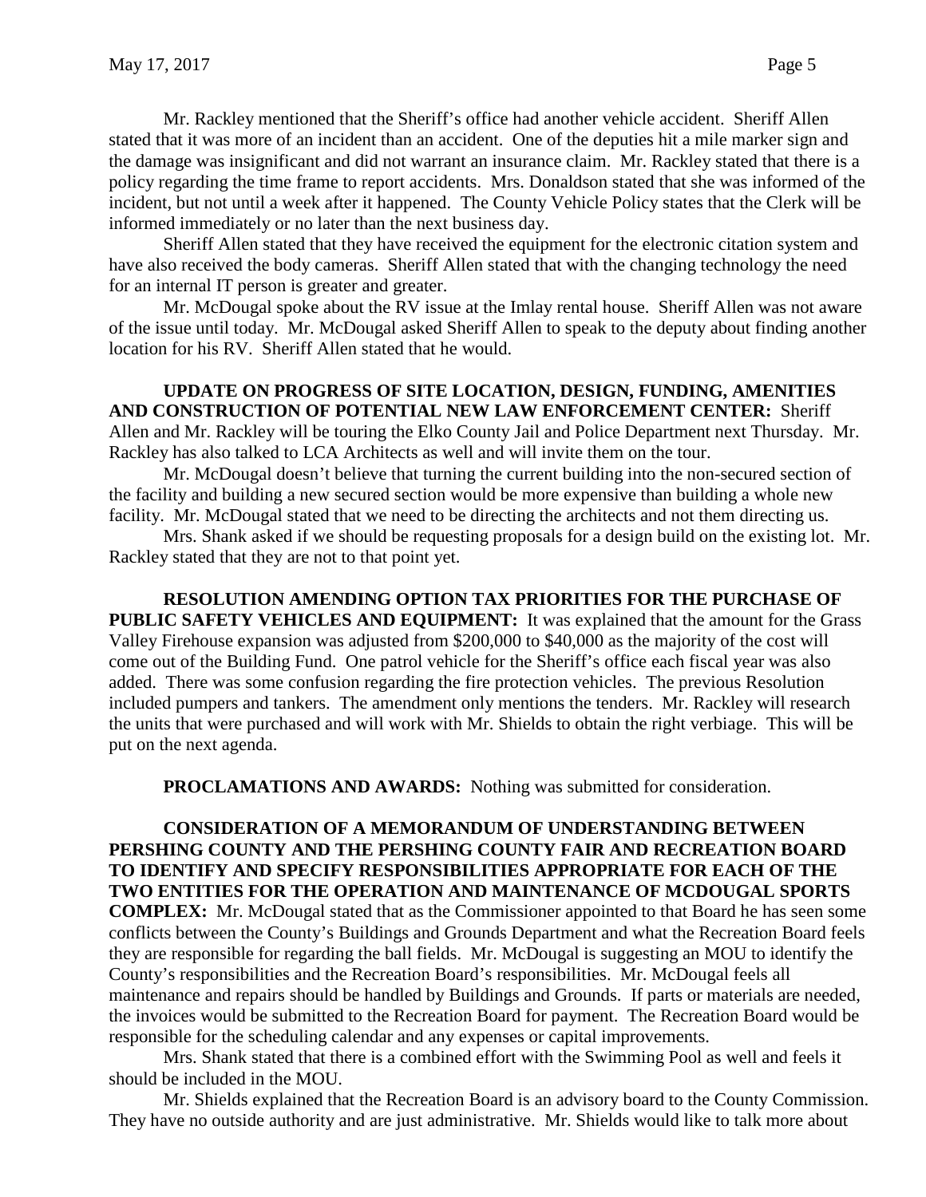Mr. Rackley mentioned that the Sheriff's office had another vehicle accident. Sheriff Allen stated that it was more of an incident than an accident. One of the deputies hit a mile marker sign and the damage was insignificant and did not warrant an insurance claim. Mr. Rackley stated that there is a policy regarding the time frame to report accidents. Mrs. Donaldson stated that she was informed of the incident, but not until a week after it happened. The County Vehicle Policy states that the Clerk will be informed immediately or no later than the next business day.

Sheriff Allen stated that they have received the equipment for the electronic citation system and have also received the body cameras. Sheriff Allen stated that with the changing technology the need for an internal IT person is greater and greater.

Mr. McDougal spoke about the RV issue at the Imlay rental house. Sheriff Allen was not aware of the issue until today. Mr. McDougal asked Sheriff Allen to speak to the deputy about finding another location for his RV. Sheriff Allen stated that he would.

**UPDATE ON PROGRESS OF SITE LOCATION, DESIGN, FUNDING, AMENITIES AND CONSTRUCTION OF POTENTIAL NEW LAW ENFORCEMENT CENTER:** Sheriff Allen and Mr. Rackley will be touring the Elko County Jail and Police Department next Thursday. Mr. Rackley has also talked to LCA Architects as well and will invite them on the tour.

Mr. McDougal doesn't believe that turning the current building into the non-secured section of the facility and building a new secured section would be more expensive than building a whole new facility. Mr. McDougal stated that we need to be directing the architects and not them directing us.

Mrs. Shank asked if we should be requesting proposals for a design build on the existing lot. Mr. Rackley stated that they are not to that point yet.

**RESOLUTION AMENDING OPTION TAX PRIORITIES FOR THE PURCHASE OF PUBLIC SAFETY VEHICLES AND EQUIPMENT:** It was explained that the amount for the Grass Valley Firehouse expansion was adjusted from $200,000 to $40,000 as the majority of the cost will come out of the Building Fund. One patrol vehicle for the Sheriff's office each fiscal year was also added. There was some confusion regarding the fire protection vehicles. The previous Resolution included pumpers and tankers. The amendment only mentions the tenders. Mr. Rackley will research the units that were purchased and will work with Mr. Shields to obtain the right verbiage. This will be put on the next agenda.

**PROCLAMATIONS AND AWARDS:** Nothing was submitted for consideration.

**CONSIDERATION OF A MEMORANDUM OF UNDERSTANDING BETWEEN PERSHING COUNTY AND THE PERSHING COUNTY FAIR AND RECREATION BOARD TO IDENTIFY AND SPECIFY RESPONSIBILITIES APPROPRIATE FOR EACH OF THE TWO ENTITIES FOR THE OPERATION AND MAINTENANCE OF MCDOUGAL SPORTS COMPLEX:** Mr. McDougal stated that as the Commissioner appointed to that Board he has seen some conflicts between the County's Buildings and Grounds Department and what the Recreation Board feels they are responsible for regarding the ball fields. Mr. McDougal is suggesting an MOU to identify the County's responsibilities and the Recreation Board's responsibilities. Mr. McDougal feels all maintenance and repairs should be handled by Buildings and Grounds. If parts or materials are needed, the invoices would be submitted to the Recreation Board for payment. The Recreation Board would be responsible for the scheduling calendar and any expenses or capital improvements.

Mrs. Shank stated that there is a combined effort with the Swimming Pool as well and feels it should be included in the MOU.

Mr. Shields explained that the Recreation Board is an advisory board to the County Commission. They have no outside authority and are just administrative. Mr. Shields would like to talk more about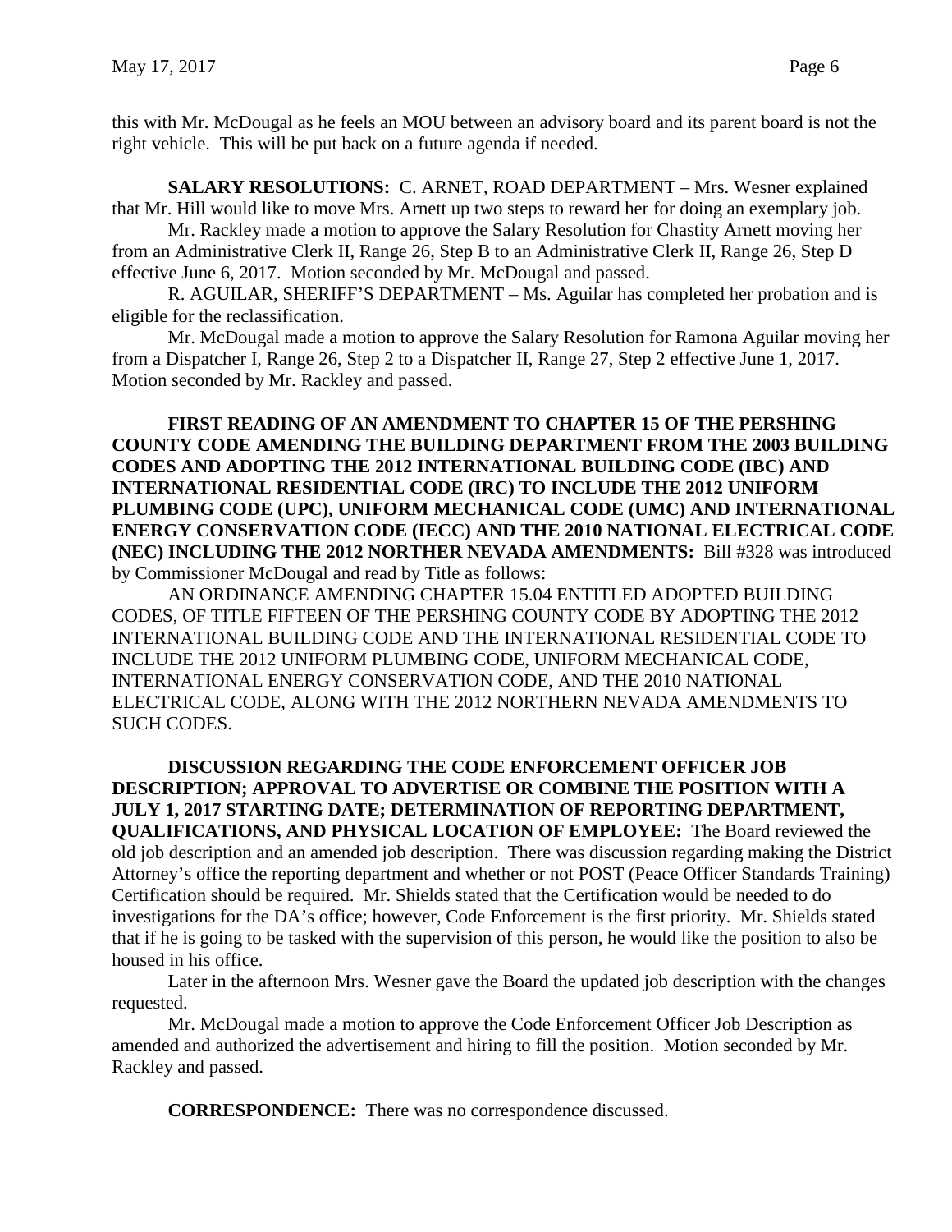this with Mr. McDougal as he feels an MOU between an advisory board and its parent board is not the right vehicle. This will be put back on a future agenda if needed.

**SALARY RESOLUTIONS:** C. ARNET, ROAD DEPARTMENT – Mrs. Wesner explained that Mr. Hill would like to move Mrs. Arnett up two steps to reward her for doing an exemplary job.

Mr. Rackley made a motion to approve the Salary Resolution for Chastity Arnett moving her from an Administrative Clerk II, Range 26, Step B to an Administrative Clerk II, Range 26, Step D effective June 6, 2017. Motion seconded by Mr. McDougal and passed.

R. AGUILAR, SHERIFF'S DEPARTMENT – Ms. Aguilar has completed her probation and is eligible for the reclassification.

Mr. McDougal made a motion to approve the Salary Resolution for Ramona Aguilar moving her from a Dispatcher I, Range 26, Step 2 to a Dispatcher II, Range 27, Step 2 effective June 1, 2017. Motion seconded by Mr. Rackley and passed.

**FIRST READING OF AN AMENDMENT TO CHAPTER 15 OF THE PERSHING COUNTY CODE AMENDING THE BUILDING DEPARTMENT FROM THE 2003 BUILDING CODES AND ADOPTING THE 2012 INTERNATIONAL BUILDING CODE (IBC) AND INTERNATIONAL RESIDENTIAL CODE (IRC) TO INCLUDE THE 2012 UNIFORM PLUMBING CODE (UPC), UNIFORM MECHANICAL CODE (UMC) AND INTERNATIONAL ENERGY CONSERVATION CODE (IECC) AND THE 2010 NATIONAL ELECTRICAL CODE (NEC) INCLUDING THE 2012 NORTHER NEVADA AMENDMENTS:** Bill #328 was introduced by Commissioner McDougal and read by Title as follows:

AN ORDINANCE AMENDING CHAPTER 15.04 ENTITLED ADOPTED BUILDING CODES, OF TITLE FIFTEEN OF THE PERSHING COUNTY CODE BY ADOPTING THE 2012 INTERNATIONAL BUILDING CODE AND THE INTERNATIONAL RESIDENTIAL CODE TO INCLUDE THE 2012 UNIFORM PLUMBING CODE, UNIFORM MECHANICAL CODE, INTERNATIONAL ENERGY CONSERVATION CODE, AND THE 2010 NATIONAL ELECTRICAL CODE, ALONG WITH THE 2012 NORTHERN NEVADA AMENDMENTS TO SUCH CODES.

**DISCUSSION REGARDING THE CODE ENFORCEMENT OFFICER JOB DESCRIPTION; APPROVAL TO ADVERTISE OR COMBINE THE POSITION WITH A JULY 1, 2017 STARTING DATE; DETERMINATION OF REPORTING DEPARTMENT, QUALIFICATIONS, AND PHYSICAL LOCATION OF EMPLOYEE:** The Board reviewed the old job description and an amended job description. There was discussion regarding making the District Attorney's office the reporting department and whether or not POST (Peace Officer Standards Training) Certification should be required. Mr. Shields stated that the Certification would be needed to do investigations for the DA's office; however, Code Enforcement is the first priority. Mr. Shields stated that if he is going to be tasked with the supervision of this person, he would like the position to also be housed in his office.

Later in the afternoon Mrs. Wesner gave the Board the updated job description with the changes requested.

Mr. McDougal made a motion to approve the Code Enforcement Officer Job Description as amended and authorized the advertisement and hiring to fill the position. Motion seconded by Mr. Rackley and passed.

**CORRESPONDENCE:** There was no correspondence discussed.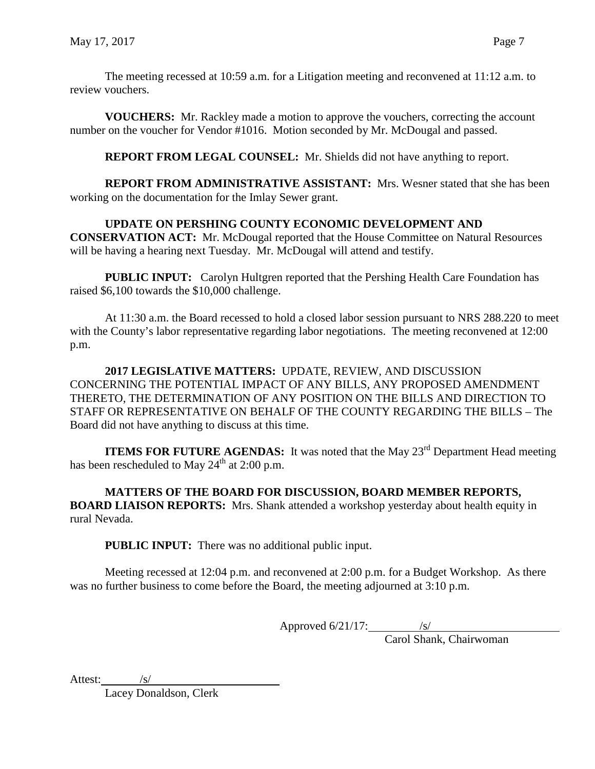The meeting recessed at 10:59 a.m. for a Litigation meeting and reconvened at 11:12 a.m. to review vouchers.

**VOUCHERS:** Mr. Rackley made a motion to approve the vouchers, correcting the account number on the voucher for Vendor #1016. Motion seconded by Mr. McDougal and passed.

**REPORT FROM LEGAL COUNSEL:** Mr. Shields did not have anything to report.

**REPORT FROM ADMINISTRATIVE ASSISTANT:** Mrs. Wesner stated that she has been working on the documentation for the Imlay Sewer grant.

**UPDATE ON PERSHING COUNTY ECONOMIC DEVELOPMENT AND CONSERVATION ACT:** Mr. McDougal reported that the House Committee on Natural Resources will be having a hearing next Tuesday. Mr. McDougal will attend and testify.

**PUBLIC INPUT:** Carolyn Hultgren reported that the Pershing Health Care Foundation has raised $6,100 towards the $10,000 challenge.

At 11:30 a.m. the Board recessed to hold a closed labor session pursuant to NRS 288.220 to meet with the County's labor representative regarding labor negotiations. The meeting reconvened at 12:00 p.m.

**2017 LEGISLATIVE MATTERS:** UPDATE, REVIEW, AND DISCUSSION CONCERNING THE POTENTIAL IMPACT OF ANY BILLS, ANY PROPOSED AMENDMENT THERETO, THE DETERMINATION OF ANY POSITION ON THE BILLS AND DIRECTION TO STAFF OR REPRESENTATIVE ON BEHALF OF THE COUNTY REGARDING THE BILLS – The Board did not have anything to discuss at this time.

**ITEMS FOR FUTURE AGENDAS:** It was noted that the May 23rd Department Head meeting has been rescheduled to May 24th at 2:00 p.m.

**MATTERS OF THE BOARD FOR DISCUSSION, BOARD MEMBER REPORTS, BOARD LIAISON REPORTS:** Mrs. Shank attended a workshop yesterday about health equity in rural Nevada.

**PUBLIC INPUT:** There was no additional public input.

Meeting recessed at 12:04 p.m. and reconvened at 2:00 p.m. for a Budget Workshop. As there was no further business to come before the Board, the meeting adjourned at 3:10 p.m.

Approved 6/21/17: /s/
Carol Shank, Chairwoman

Attest: /s/
Lacey Donaldson, Clerk